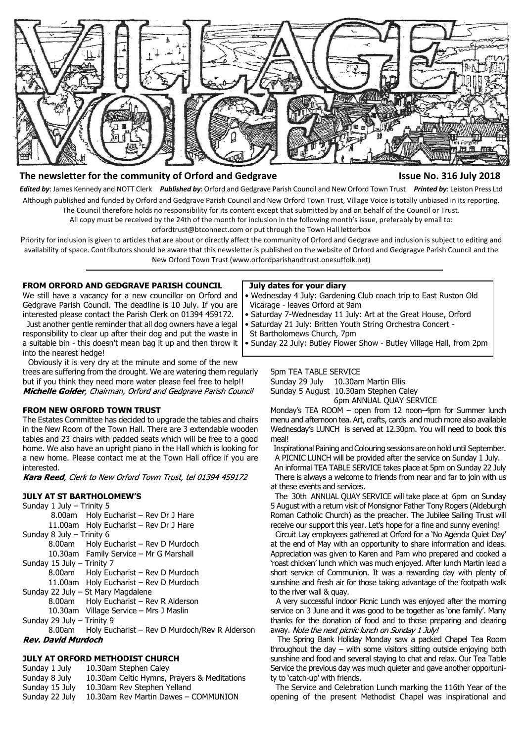# VILLAGE VOICE

**The newsletter for the community of Orford and Gedgrave** **Issue No. 316 July 2018**

***Edited by***: James Kennedy and NOTT Clerk ***Published by***: Orford and Gedgrave Parish Council and New Orford Town Trust ***Printed by***: Leiston Press Ltd

Although published and funded by Orford and Gedgrave Parish Council and New Orford Town Trust, Village Voice is totally unbiased in its reporting. The Council therefore holds no responsibility for its content except that submitted by and on behalf of the Council or Trust.

All copy must be received by the 24th of the month for inclusion in the following month's issue, preferably by email to: orfordtrust@btconnect.com or put through the Town Hall letterbox

Priority for inclusion is given to articles that are about or directly affect the community of Orford and Gedgrave and inclusion is subject to editing and availability of space. Contributors should be aware that this newsletter is published on the website of Orford and Gedgragve Parish Council and the New Orford Town Trust (www.orfordparishandtrust.onesuffolk.net)

### FROM ORFORD AND GEDGRAVE PARISH COUNCIL

We still have a vacancy for a new councillor on Orford and Gedgrave Parish Council. The deadline is 10 July. If you are interested please contact the Parish Clerk on 01394 459172.

Just another gentle reminder that all dog owners have a legal responsibility to clear up after their dog and put the waste in a suitable bin - this doesn't mean bag it up and then throw it into the nearest hedge!

Obviously it is very dry at the minute and some of the new trees are suffering from the drought. We are watering them regularly but if you think they need more water please feel free to help!!

***Michelle Golder**, Chairman, Orford and Gedgrave Parish Council*

### FROM NEW ORFORD TOWN TRUST

The Estates Committee has decided to upgrade the tables and chairs in the New Room of the Town Hall. There are 3 extendable wooden tables and 23 chairs with padded seats which will be free to a good home. We also have an upright piano in the Hall which is looking for a new home. Please contact me at the Town Hall office if you are interested.

***Kara Reed**, Clerk to New Orford Town Trust, tel 01394 459172*

### JULY AT ST BARTHOLOMEW'S

Sunday 1 July – Trinity 5
- 8.00am Holy Eucharist – Rev Dr J Hare
- 11.00am Holy Eucharist – Rev Dr J Hare

Sunday 8 July – Trinity 6
- 8.00am Holy Eucharist – Rev D Murdoch
- 10.30am Family Service – Mr G Marshall

Sunday 15 July – Trinity 7
- 8.00am Holy Eucharist – Rev D Murdoch
- 11.00am Holy Eucharist – Rev D Murdoch

Sunday 22 July – St Mary Magdalene
- 8.00am Holy Eucharist – Rev R Alderson
- 10.30am Village Service – Mrs J Maslin

Sunday 29 July – Trinity 9
- 8.00am Holy Eucharist – Rev D Murdoch/Rev R Alderson

***Rev. David Murdoch***

### JULY AT ORFORD METHODIST CHURCH

Sunday 1 July 10.30am Stephen Caley
Sunday 8 July 10.30am Celtic Hymns, Prayers & Meditations
Sunday 15 July 10.30am Rev Stephen Yelland
Sunday 22 July 10.30am Rev Martin Dawes – COMMUNION
5pm TEA TABLE SERVICE
Sunday 29 July 10.30am Martin Ellis
Sunday 5 August 10.30am Stephen Caley
6pm ANNUAL QUAY SERVICE

Monday's TEA ROOM – open from 12 noon–4pm for Summer lunch menu and afternoon tea. Art, crafts, cards and much more also available Wednesday's LUNCH is served at 12.30pm. You will need to book this meal!

Inspirational Paining and Colouring sessions are on hold until September.

A PICNIC LUNCH will be provided after the service on Sunday 1 July.

An informal TEA TABLE SERVICE takes place at 5pm on Sunday 22 July

There is always a welcome to friends from near and far to join with us at these events and services.

The 30th ANNUAL QUAY SERVICE will take place at 6pm on Sunday 5 August with a return visit of Monsignor Father Tony Rogers (Aldeburgh Roman Catholic Church) as the preacher. The Jubilee Sailing Trust will receive our support this year. Let's hope for a fine and sunny evening!

Circuit Lay employees gathered at Orford for a 'No Agenda Quiet Day' at the end of May with an opportunity to share information and ideas. Appreciation was given to Karen and Pam who prepared and cooked a 'roast chicken' lunch which was much enjoyed. After lunch Martin lead a short service of Communion. It was a rewarding day with plenty of sunshine and fresh air for those taking advantage of the footpath walk to the river wall & quay.

A very successful indoor Picnic Lunch was enjoyed after the morning service on 3 June and it was good to be together as 'one family'. Many thanks for the donation of food and to those preparing and clearing away. *Note the next picnic lunch on Sunday 1 July!*

The Spring Bank Holiday Monday saw a packed Chapel Tea Room throughout the day – with some visitors sitting outside enjoying both sunshine and food and several staying to chat and relax. Our Tea Table Service the previous day was much quieter and gave another opportunity to 'catch-up' with friends.

The Service and Celebration Lunch marking the 116th Year of the opening of the present Methodist Chapel was inspirational and

### July dates for your diary

- Wednesday 4 July: Gardening Club coach trip to East Ruston Old Vicarage - leaves Orford at 9am
- Saturday 7-Wednesday 11 July: Art at the Great House, Orford
- Saturday 21 July: Britten Youth String Orchestra Concert - St Bartholomews Church, 7pm
- Sunday 22 July: Butley Flower Show - Butley Village Hall, from 2pm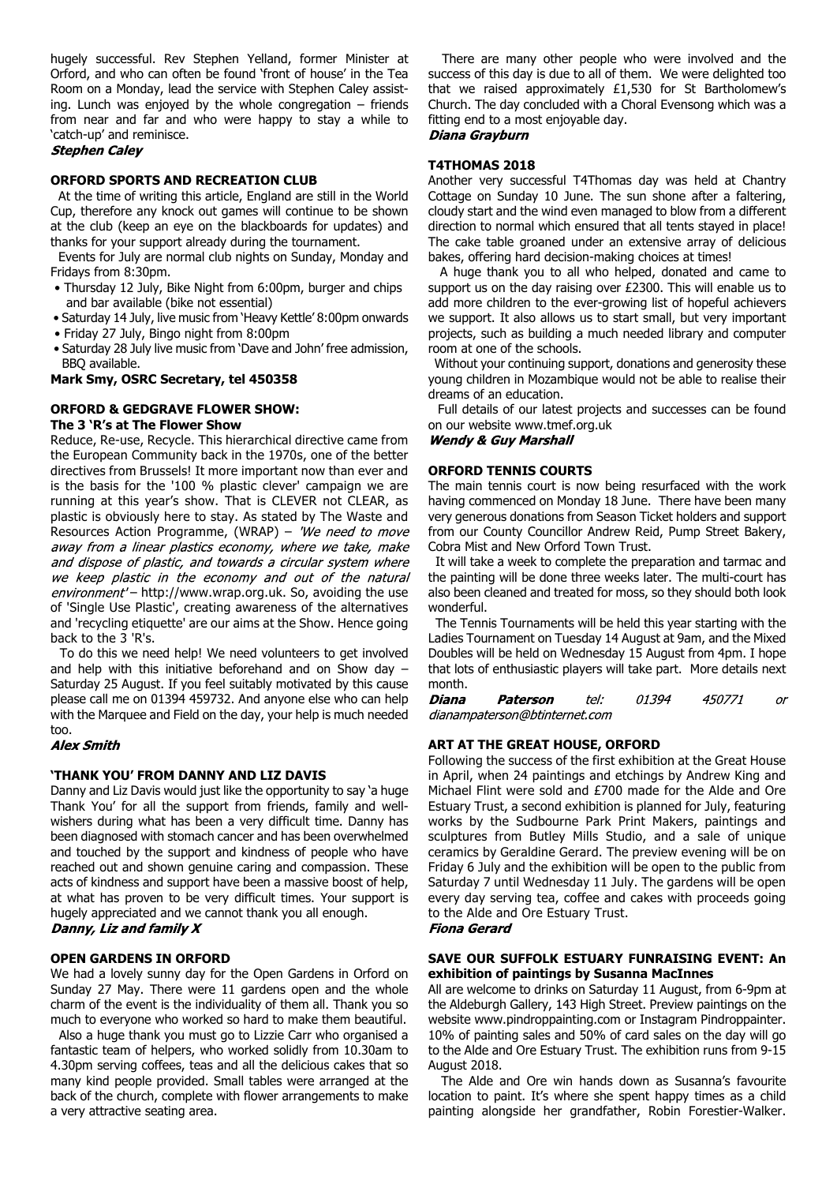hugely successful. Rev Stephen Yelland, former Minister at Orford, and who can often be found 'front of house' in the Tea Room on a Monday, lead the service with Stephen Caley assisting. Lunch was enjoyed by the whole congregation – friends from near and far and who were happy to stay a while to 'catch-up' and reminisce.

***Stephen Caley***

### ORFORD SPORTS AND RECREATION CLUB

At the time of writing this article, England are still in the World Cup, therefore any knock out games will continue to be shown at the club (keep an eye on the blackboards for updates) and thanks for your support already during the tournament.

Events for July are normal club nights on Sunday, Monday and Fridays from 8:30pm.

- Thursday 12 July, Bike Night from 6:00pm, burger and chips and bar available (bike not essential)
- Saturday 14 July, live music from 'Heavy Kettle' 8:00pm onwards
- Friday 27 July, Bingo night from 8:00pm
- Saturday 28 July live music from 'Dave and John' free admission, BBQ available.

**Mark Smy, OSRC Secretary, tel 450358**

### ORFORD & GEDGRAVE FLOWER SHOW: The 3 'R's at The Flower Show

Reduce, Re-use, Recycle. This hierarchical directive came from the European Community back in the 1970s, one of the better directives from Brussels! It more important now than ever and is the basis for the '100 % plastic clever' campaign we are running at this year's show. That is CLEVER not CLEAR, as plastic is obviously here to stay. As stated by The Waste and Resources Action Programme, (WRAP) – *'We need to move away from a linear plastics economy, where we take, make and dispose of plastic, and towards a circular system where we keep plastic in the economy and out of the natural environment'* – http://www.wrap.org.uk. So, avoiding the use of 'Single Use Plastic', creating awareness of the alternatives and 'recycling etiquette' are our aims at the Show. Hence going back to the 3 'R's.

To do this we need help! We need volunteers to get involved and help with this initiative beforehand and on Show day – Saturday 25 August. If you feel suitably motivated by this cause please call me on 01394 459732. And anyone else who can help with the Marquee and Field on the day, your help is much needed too.

***Alex Smith***

### 'THANK YOU' FROM DANNY AND LIZ DAVIS

Danny and Liz Davis would just like the opportunity to say 'a huge Thank You' for all the support from friends, family and well-wishers during what has been a very difficult time. Danny has been diagnosed with stomach cancer and has been overwhelmed and touched by the support and kindness of people who have reached out and shown genuine caring and compassion. These acts of kindness and support have been a massive boost of help, at what has proven to be very difficult times. Your support is hugely appreciated and we cannot thank you all enough.

***Danny, Liz and family X***

### OPEN GARDENS IN ORFORD

We had a lovely sunny day for the Open Gardens in Orford on Sunday 27 May. There were 11 gardens open and the whole charm of the event is the individuality of them all. Thank you so much to everyone who worked so hard to make them beautiful.

Also a huge thank you must go to Lizzie Carr who organised a fantastic team of helpers, who worked solidly from 10.30am to 4.30pm serving coffees, teas and all the delicious cakes that so many kind people provided. Small tables were arranged at the back of the church, complete with flower arrangements to make a very attractive seating area.

There are many other people who were involved and the success of this day is due to all of them. We were delighted too that we raised approximately £1,530 for St Bartholomew's Church. The day concluded with a Choral Evensong which was a fitting end to a most enjoyable day.

***Diana Grayburn***

### T4THOMAS 2018

Another very successful T4Thomas day was held at Chantry Cottage on Sunday 10 June. The sun shone after a faltering, cloudy start and the wind even managed to blow from a different direction to normal which ensured that all tents stayed in place! The cake table groaned under an extensive array of delicious bakes, offering hard decision-making choices at times!

A huge thank you to all who helped, donated and came to support us on the day raising over £2300. This will enable us to add more children to the ever-growing list of hopeful achievers we support. It also allows us to start small, but very important projects, such as building a much needed library and computer room at one of the schools.

Without your continuing support, donations and generosity these young children in Mozambique would not be able to realise their dreams of an education.

Full details of our latest projects and successes can be found on our website www.tmef.org.uk

***Wendy & Guy Marshall***

### ORFORD TENNIS COURTS

The main tennis court is now being resurfaced with the work having commenced on Monday 18 June. There have been many very generous donations from Season Ticket holders and support from our County Councillor Andrew Reid, Pump Street Bakery, Cobra Mist and New Orford Town Trust.

It will take a week to complete the preparation and tarmac and the painting will be done three weeks later. The multi-court has also been cleaned and treated for moss, so they should both look wonderful.

The Tennis Tournaments will be held this year starting with the Ladies Tournament on Tuesday 14 August at 9am, and the Mixed Doubles will be held on Wednesday 15 August from 4pm. I hope that lots of enthusiastic players will take part. More details next month.

***Diana Paterson*** *tel: 01394 450771 or dianampaterson@btinternet.com*

### ART AT THE GREAT HOUSE, ORFORD

Following the success of the first exhibition at the Great House in April, when 24 paintings and etchings by Andrew King and Michael Flint were sold and £700 made for the Alde and Ore Estuary Trust, a second exhibition is planned for July, featuring works by the Sudbourne Park Print Makers, paintings and sculptures from Butley Mills Studio, and a sale of unique ceramics by Geraldine Gerard. The preview evening will be on Friday 6 July and the exhibition will be open to the public from Saturday 7 until Wednesday 11 July. The gardens will be open every day serving tea, coffee and cakes with proceeds going to the Alde and Ore Estuary Trust.

***Fiona Gerard***

### SAVE OUR SUFFOLK ESTUARY FUNRAISING EVENT: An exhibition of paintings by Susanna MacInnes

All are welcome to drinks on Saturday 11 August, from 6-9pm at the Aldeburgh Gallery, 143 High Street. Preview paintings on the website www.pindroppainting.com or Instagram Pindroppainter. 10% of painting sales and 50% of card sales on the day will go to the Alde and Ore Estuary Trust. The exhibition runs from 9-15 August 2018.

The Alde and Ore win hands down as Susanna's favourite location to paint. It's where she spent happy times as a child painting alongside her grandfather, Robin Forestier-Walker.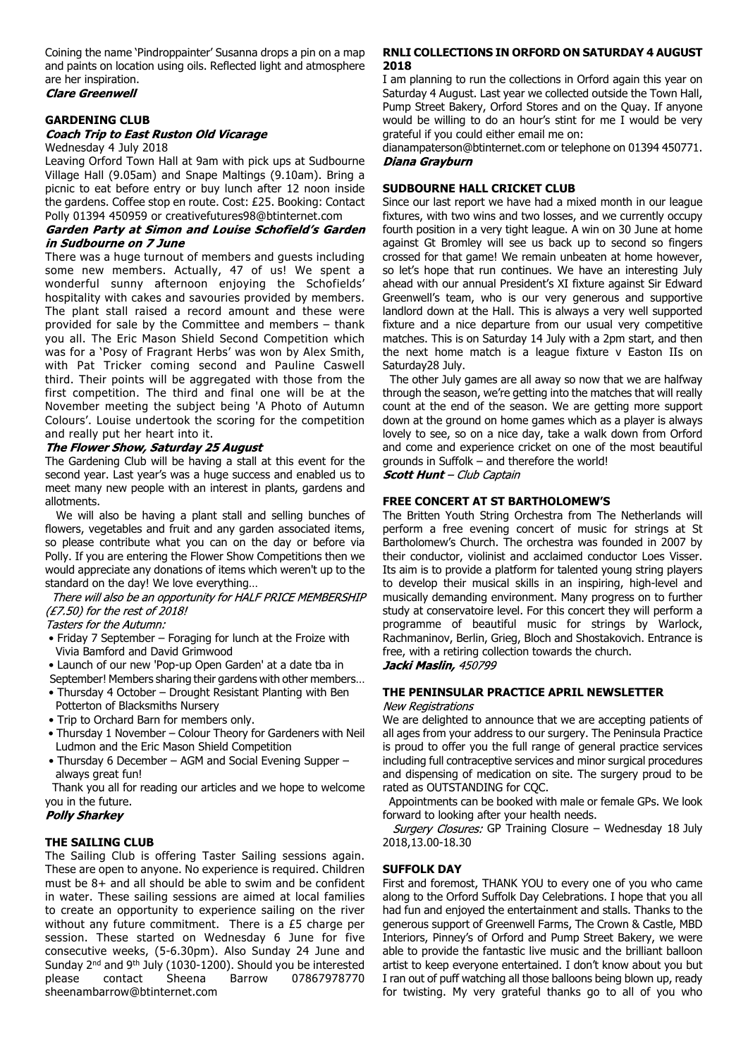Coining the name 'Pindroppainter' Susanna drops a pin on a map and paints on location using oils. Reflected light and atmosphere are her inspiration.

***Clare Greenwell***

## GARDENING CLUB

### *Coach Trip to East Ruston Old Vicarage*

Wednesday 4 July 2018

Leaving Orford Town Hall at 9am with pick ups at Sudbourne Village Hall (9.05am) and Snape Maltings (9.10am). Bring a picnic to eat before entry or buy lunch after 12 noon inside the gardens. Coffee stop en route. Cost: £25. Booking: Contact Polly 01394 450959 or creativefutures98@btinternet.com

### *Garden Party at Simon and Louise Schofield's Garden in Sudbourne on 7 June*

There was a huge turnout of members and guests including some new members. Actually, 47 of us! We spent a wonderful sunny afternoon enjoying the Schofields' hospitality with cakes and savouries provided by members. The plant stall raised a record amount and these were provided for sale by the Committee and members – thank you all. The Eric Mason Shield Second Competition which was for a 'Posy of Fragrant Herbs' was won by Alex Smith, with Pat Tricker coming second and Pauline Caswell third. Their points will be aggregated with those from the first competition. The third and final one will be at the November meeting the subject being 'A Photo of Autumn Colours'. Louise undertook the scoring for the competition and really put her heart into it.

### *The Flower Show, Saturday 25 August*

The Gardening Club will be having a stall at this event for the second year. Last year's was a huge success and enabled us to meet many new people with an interest in plants, gardens and allotments.

We will also be having a plant stall and selling bunches of flowers, vegetables and fruit and any garden associated items, so please contribute what you can on the day or before via Polly. If you are entering the Flower Show Competitions then we would appreciate any donations of items which weren't up to the standard on the day! We love everything…

*There will also be an opportunity for HALF PRICE MEMBERSHIP (£7.50) for the rest of 2018!*

*Tasters for the Autumn:*

- Friday 7 September – Foraging for lunch at the Froize with Vivia Bamford and David Grimwood
- Launch of our new 'Pop-up Open Garden' at a date tba in September! Members sharing their gardens with other members…
- Thursday 4 October – Drought Resistant Planting with Ben Potterton of Blacksmiths Nursery
- Trip to Orchard Barn for members only.
- Thursday 1 November – Colour Theory for Gardeners with Neil Ludmon and the Eric Mason Shield Competition
- Thursday 6 December – AGM and Social Evening Supper – always great fun!

Thank you all for reading our articles and we hope to welcome you in the future.

***Polly Sharkey***

## THE SAILING CLUB

The Sailing Club is offering Taster Sailing sessions again. These are open to anyone. No experience is required. Children must be 8+ and all should be able to swim and be confident in water. These sailing sessions are aimed at local families to create an opportunity to experience sailing on the river without any future commitment. There is a £5 charge per session. These started on Wednesday 6 June for five consecutive weeks, (5-6.30pm). Also Sunday 24 June and Sunday 2nd and 9th July (1030-1200). Should you be interested please contact Sheena Barrow 07867978770 sheenambarrow@btinternet.com

## RNLI COLLECTIONS IN ORFORD ON SATURDAY 4 AUGUST 2018

I am planning to run the collections in Orford again this year on Saturday 4 August. Last year we collected outside the Town Hall, Pump Street Bakery, Orford Stores and on the Quay. If anyone would be willing to do an hour's stint for me I would be very grateful if you could either email me on:

dianampaterson@btinternet.com or telephone on 01394 450771.

***Diana Grayburn***

## SUDBOURNE HALL CRICKET CLUB

Since our last report we have had a mixed month in our league fixtures, with two wins and two losses, and we currently occupy fourth position in a very tight league. A win on 30 June at home against Gt Bromley will see us back up to second so fingers crossed for that game! We remain unbeaten at home however, so let's hope that run continues. We have an interesting July ahead with our annual President's XI fixture against Sir Edward Greenwell's team, who is our very generous and supportive landlord down at the Hall. This is always a very well supported fixture and a nice departure from our usual very competitive matches. This is on Saturday 14 July with a 2pm start, and then the next home match is a league fixture v Easton IIs on Saturday28 July.

The other July games are all away so now that we are halfway through the season, we're getting into the matches that will really count at the end of the season. We are getting more support down at the ground on home games which as a player is always lovely to see, so on a nice day, take a walk down from Orford and come and experience cricket on one of the most beautiful grounds in Suffolk – and therefore the world!

***Scott Hunt** – Club Captain*

## FREE CONCERT AT ST BARTHOLOMEW'S

The Britten Youth String Orchestra from The Netherlands will perform a free evening concert of music for strings at St Bartholomew's Church. The orchestra was founded in 2007 by their conductor, violinist and acclaimed conductor Loes Visser. Its aim is to provide a platform for talented young string players to develop their musical skills in an inspiring, high-level and musically demanding environment. Many progress on to further study at conservatoire level. For this concert they will perform a programme of beautiful music for strings by Warlock, Rachmaninov, Berlin, Grieg, Bloch and Shostakovich. Entrance is free, with a retiring collection towards the church.

***Jacki Maslin,** 450799*

## THE PENINSULAR PRACTICE APRIL NEWSLETTER

*New Registrations*

We are delighted to announce that we are accepting patients of all ages from your address to our surgery. The Peninsula Practice is proud to offer you the full range of general practice services including full contraceptive services and minor surgical procedures and dispensing of medication on site. The surgery proud to be rated as OUTSTANDING for CQC.

Appointments can be booked with male or female GPs. We look forward to looking after your health needs.

*Surgery Closures:* GP Training Closure – Wednesday 18 July 2018,13.00-18.30

## SUFFOLK DAY

First and foremost, THANK YOU to every one of you who came along to the Orford Suffolk Day Celebrations. I hope that you all had fun and enjoyed the entertainment and stalls. Thanks to the generous support of Greenwell Farms, The Crown & Castle, MBD Interiors, Pinney's of Orford and Pump Street Bakery, we were able to provide the fantastic live music and the brilliant balloon artist to keep everyone entertained. I don't know about you but I ran out of puff watching all those balloons being blown up, ready for twisting. My very grateful thanks go to all of you who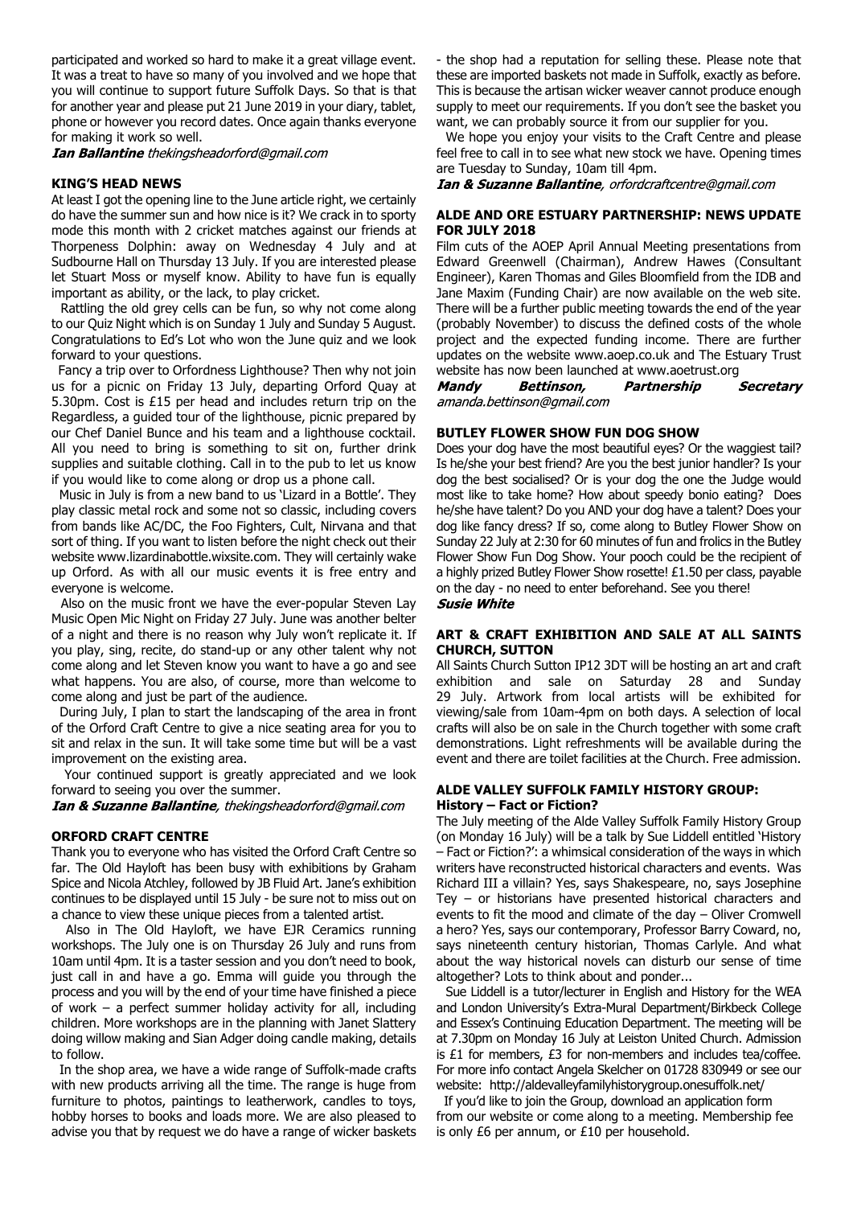participated and worked so hard to make it a great village event. It was a treat to have so many of you involved and we hope that you will continue to support future Suffolk Days. So that is that for another year and please put 21 June 2019 in your diary, tablet, phone or however you record dates. Once again thanks everyone for making it work so well.

***Ian Ballantine*** *thekingsheadorford@gmail.com*

### KING'S HEAD NEWS

At least I got the opening line to the June article right, we certainly do have the summer sun and how nice is it? We crack in to sporty mode this month with 2 cricket matches against our friends at Thorpeness Dolphin: away on Wednesday 4 July and at Sudbourne Hall on Thursday 13 July. If you are interested please let Stuart Moss or myself know. Ability to have fun is equally important as ability, or the lack, to play cricket.

Rattling the old grey cells can be fun, so why not come along to our Quiz Night which is on Sunday 1 July and Sunday 5 August. Congratulations to Ed's Lot who won the June quiz and we look forward to your questions.

Fancy a trip over to Orfordness Lighthouse? Then why not join us for a picnic on Friday 13 July, departing Orford Quay at 5.30pm. Cost is £15 per head and includes return trip on the Regardless, a guided tour of the lighthouse, picnic prepared by our Chef Daniel Bunce and his team and a lighthouse cocktail. All you need to bring is something to sit on, further drink supplies and suitable clothing. Call in to the pub to let us know if you would like to come along or drop us a phone call.

Music in July is from a new band to us 'Lizard in a Bottle'. They play classic metal rock and some not so classic, including covers from bands like AC/DC, the Foo Fighters, Cult, Nirvana and that sort of thing. If you want to listen before the night check out their website www.lizardinabottle.wixsite.com. They will certainly wake up Orford. As with all our music events it is free entry and everyone is welcome.

Also on the music front we have the ever-popular Steven Lay Music Open Mic Night on Friday 27 July. June was another belter of a night and there is no reason why July won't replicate it. If you play, sing, recite, do stand-up or any other talent why not come along and let Steven know you want to have a go and see what happens. You are also, of course, more than welcome to come along and just be part of the audience.

During July, I plan to start the landscaping of the area in front of the Orford Craft Centre to give a nice seating area for you to sit and relax in the sun. It will take some time but will be a vast improvement on the existing area.

Your continued support is greatly appreciated and we look forward to seeing you over the summer.

***Ian & Suzanne Ballantine****, thekingsheadorford@gmail.com*

### ORFORD CRAFT CENTRE

Thank you to everyone who has visited the Orford Craft Centre so far. The Old Hayloft has been busy with exhibitions by Graham Spice and Nicola Atchley, followed by JB Fluid Art. Jane's exhibition continues to be displayed until 15 July - be sure not to miss out on a chance to view these unique pieces from a talented artist.

Also in The Old Hayloft, we have EJR Ceramics running workshops. The July one is on Thursday 26 July and runs from 10am until 4pm. It is a taster session and you don't need to book, just call in and have a go. Emma will guide you through the process and you will by the end of your time have finished a piece of work – a perfect summer holiday activity for all, including children. More workshops are in the planning with Janet Slattery doing willow making and Sian Adger doing candle making, details to follow.

In the shop area, we have a wide range of Suffolk-made crafts with new products arriving all the time. The range is huge from furniture to photos, paintings to leatherwork, candles to toys, hobby horses to books and loads more. We are also pleased to advise you that by request we do have a range of wicker baskets - the shop had a reputation for selling these. Please note that these are imported baskets not made in Suffolk, exactly as before. This is because the artisan wicker weaver cannot produce enough supply to meet our requirements. If you don't see the basket you want, we can probably source it from our supplier for you.

We hope you enjoy your visits to the Craft Centre and please feel free to call in to see what new stock we have. Opening times are Tuesday to Sunday, 10am till 4pm.

***Ian & Suzanne Ballantine****, orfordcraftcentre@gmail.com*

### ALDE AND ORE ESTUARY PARTNERSHIP: NEWS UPDATE FOR JULY 2018

Film cuts of the AOEP April Annual Meeting presentations from Edward Greenwell (Chairman), Andrew Hawes (Consultant Engineer), Karen Thomas and Giles Bloomfield from the IDB and Jane Maxim (Funding Chair) are now available on the web site. There will be a further public meeting towards the end of the year (probably November) to discuss the defined costs of the whole project and the expected funding income. There are further updates on the website www.aoep.co.uk and The Estuary Trust website has now been launched at www.aoetrust.org

***Mandy Bettinson, Partnership Secretary*** *amanda.bettinson@gmail.com*

### BUTLEY FLOWER SHOW FUN DOG SHOW

Does your dog have the most beautiful eyes? Or the waggiest tail? Is he/she your best friend? Are you the best junior handler? Is your dog the best socialised? Or is your dog the one the Judge would most like to take home? How about speedy bonio eating? Does he/she have talent? Do you AND your dog have a talent? Does your dog like fancy dress? If so, come along to Butley Flower Show on Sunday 22 July at 2:30 for 60 minutes of fun and frolics in the Butley Flower Show Fun Dog Show. Your pooch could be the recipient of a highly prized Butley Flower Show rosette! £1.50 per class, payable on the day - no need to enter beforehand. See you there!

***Susie White***

### ART & CRAFT EXHIBITION AND SALE AT ALL SAINTS CHURCH, SUTTON

All Saints Church Sutton IP12 3DT will be hosting an art and craft exhibition and sale on Saturday 28 and Sunday 29 July. Artwork from local artists will be exhibited for viewing/sale from 10am-4pm on both days. A selection of local crafts will also be on sale in the Church together with some craft demonstrations. Light refreshments will be available during the event and there are toilet facilities at the Church. Free admission.

### ALDE VALLEY SUFFOLK FAMILY HISTORY GROUP: History – Fact or Fiction?

The July meeting of the Alde Valley Suffolk Family History Group (on Monday 16 July) will be a talk by Sue Liddell entitled 'History – Fact or Fiction?': a whimsical consideration of the ways in which writers have reconstructed historical characters and events. Was Richard III a villain? Yes, says Shakespeare, no, says Josephine Tey – or historians have presented historical characters and events to fit the mood and climate of the day – Oliver Cromwell a hero? Yes, says our contemporary, Professor Barry Coward, no, says nineteenth century historian, Thomas Carlyle. And what about the way historical novels can disturb our sense of time altogether? Lots to think about and ponder...

Sue Liddell is a tutor/lecturer in English and History for the WEA and London University's Extra-Mural Department/Birkbeck College and Essex's Continuing Education Department. The meeting will be at 7.30pm on Monday 16 July at Leiston United Church. Admission is £1 for members, £3 for non-members and includes tea/coffee. For more info contact Angela Skelcher on 01728 830949 or see our website: http://aldevalleyfamilyhistorygroup.onesuffolk.net/

If you'd like to join the Group, download an application form from our website or come along to a meeting. Membership fee is only £6 per annum, or £10 per household.